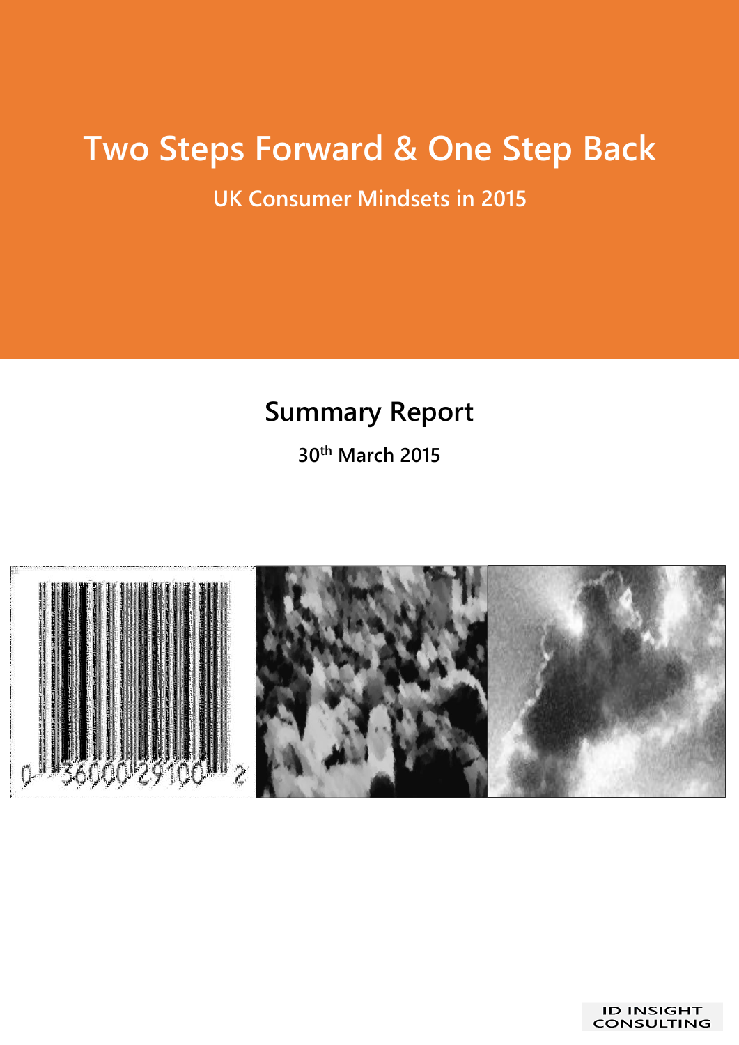# Two Steps Forward & One Step Back

## UK Consumer Mindsets in 2015

## Summary Report

**30th March 2015**

ID INSIGHT CONSULTING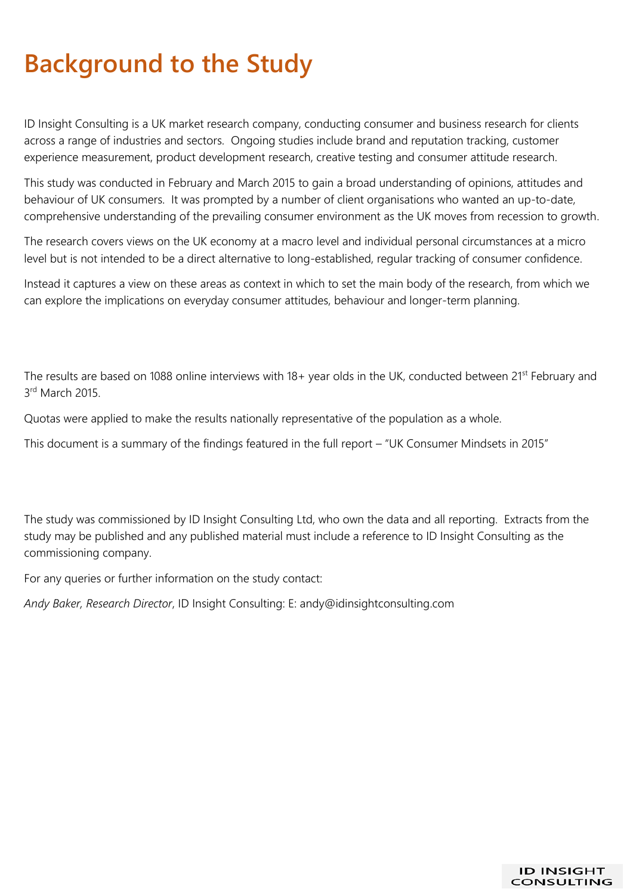# Background to the Study

ID Insight Consulting is a UK market research company, conducting consumer and business research for clients across a range of industries and sectors. Ongoing studies include brand and reputation tracking, customer experience measurement, product development research, creative testing and consumer attitude research.

This study was conducted in February and March 2015 to gain a broad understanding of opinions, attitudes and behaviour of UK consumers. It was prompted by a number of client organisations who wanted an up-to-date, comprehensive understanding of the prevailing consumer environment as the UK moves from recession to growth.

The research covers views on the UK economy at a macro level and individual personal circumstances at a micro level but is not intended to be a direct alternative to long-established, regular tracking of consumer confidence.

Instead it captures a view on these areas as context in which to set the main body of the research, from which we can explore the implications on everyday consumer attitudes, behaviour and longer-term planning.

The results are based on 1088 online interviews with 18+ year olds in the UK, conducted between 21st February and 3rd March 2015.

Quotas were applied to make the results nationally representative of the population as a whole.

This document is a summary of the findings featured in the full report – "UK Consumer Mindsets in 2015"

The study was commissioned by ID Insight Consulting Ltd, who own the data and all reporting. Extracts from the study may be published and any published material must include a reference to ID Insight Consulting as the commissioning company.

For any queries or further information on the study contact:

*Andy Baker, Research Director*, ID Insight Consulting: E: andy@idinsightconsulting.com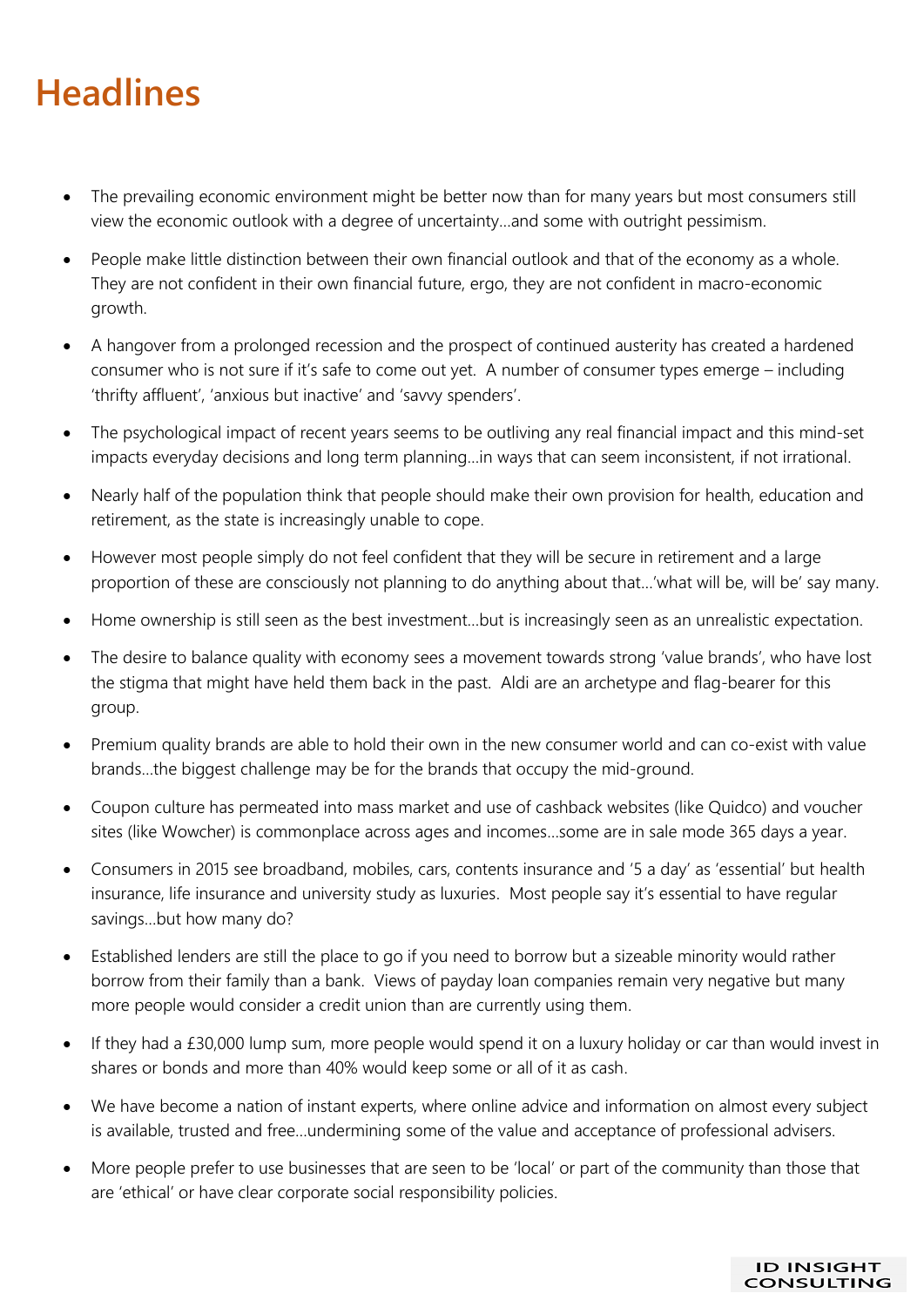# Headlines

- The prevailing economic environment might be better now than for many years but most consumers still view the economic outlook with a degree of uncertainty…and some with outright pessimism.
- People make little distinction between their own financial outlook and that of the economy as a whole. They are not confident in their own financial future, ergo, they are not confident in macro-economic growth.
- A hangover from a prolonged recession and the prospect of continued austerity has created a hardened consumer who is not sure if it's safe to come out yet. A number of consumer types emerge – including 'thrifty affluent', 'anxious but inactive' and 'savvy spenders'.
- The psychological impact of recent years seems to be outliving any real financial impact and this mind-set impacts everyday decisions and long term planning…in ways that can seem inconsistent, if not irrational.
- Nearly half of the population think that people should make their own provision for health, education and retirement, as the state is increasingly unable to cope.
- However most people simply do not feel confident that they will be secure in retirement and a large proportion of these are consciously not planning to do anything about that…'what will be, will be' say many.
- Home ownership is still seen as the best investment…but is increasingly seen as an unrealistic expectation.
- The desire to balance quality with economy sees a movement towards strong 'value brands', who have lost the stigma that might have held them back in the past. Aldi are an archetype and flag-bearer for this group.
- Premium quality brands are able to hold their own in the new consumer world and can co-exist with value brands…the biggest challenge may be for the brands that occupy the mid-ground.
- Coupon culture has permeated into mass market and use of cashback websites (like Quidco) and voucher sites (like Wowcher) is commonplace across ages and incomes…some are in sale mode 365 days a year.
- Consumers in 2015 see broadband, mobiles, cars, contents insurance and '5 a day' as 'essential' but health insurance, life insurance and university study as luxuries. Most people say it's essential to have regular savings…but how many do?
- Established lenders are still the place to go if you need to borrow but a sizeable minority would rather borrow from their family than a bank. Views of payday loan companies remain very negative but many more people would consider a credit union than are currently using them.
- If they had a £30,000 lump sum, more people would spend it on a luxury holiday or car than would invest in shares or bonds and more than 40% would keep some or all of it as cash.
- We have become a nation of instant experts, where online advice and information on almost every subject is available, trusted and free…undermining some of the value and acceptance of professional advisers.
- More people prefer to use businesses that are seen to be 'local' or part of the community than those that are 'ethical' or have clear corporate social responsibility policies.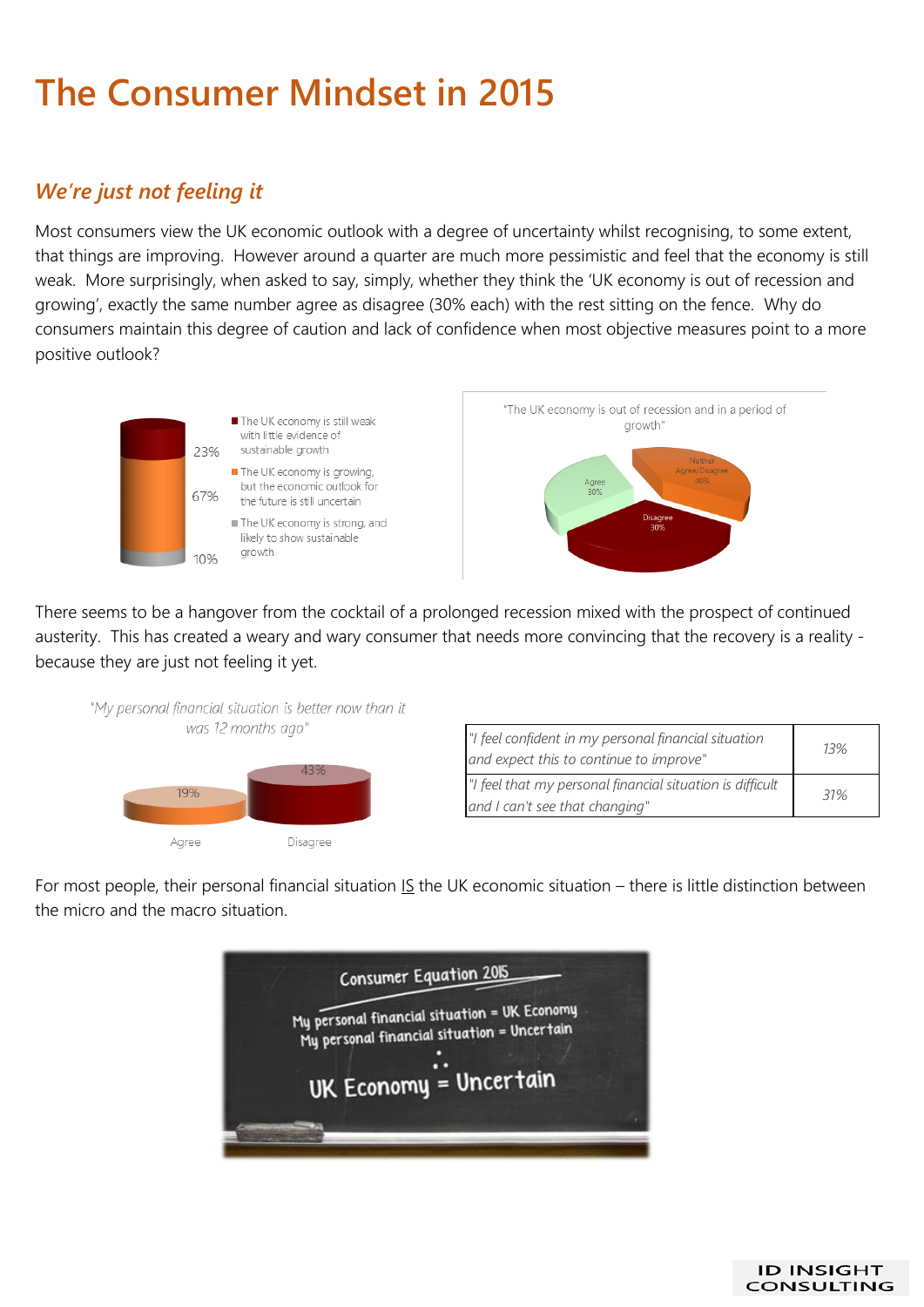# The Consumer Mindset in 2015

## *We're just not feeling it*

Most consumers view the UK economic outlook with a degree of uncertainty whilst recognising, to some extent, that things are improving. However around a quarter are much more pessimistic and feel that the economy is still weak. More surprisingly, when asked to say, simply, whether they think the 'UK economy is out of recession and growing', exactly the same number agree as disagree (30% each) with the rest sitting on the fence. Why do consumers maintain this degree of caution and lack of confidence when most objective measures point to a more positive outlook?

- 23% — The UK economy is still weak with little evidence of sustainable growth
- 67% — The UK economy is growing, but the economic outlook for the future is still uncertain
- 10% — The UK economy is strong, and likely to show sustainable growth

"The UK economy is out of recession and in a period of growth"

- Agree 30%
- Neither Agree/Disagree 40%
- Disagree 30%

There seems to be a hangover from the cocktail of a prolonged recession mixed with the prospect of continued austerity. This has created a weary and wary consumer that needs more convincing that the recovery is a reality - because they are just not feeling it yet.

*"My personal financial situation is better now than it was 12 months ago"*

- Agree 19%
- Disagree 43%

| | |
|---|---|
| *"I feel confident in my personal financial situation and expect this to continue to improve"* | *13%* |
| *"I feel that my personal financial situation is difficult and I can't see that changing"* | *31%* |

For most people, their personal financial situation IS the UK economic situation – there is little distinction between the micro and the macro situation.

Consumer Equation 2015

My personal financial situation = UK Economy
My personal financial situation = Uncertain
∴
UK Economy = Uncertain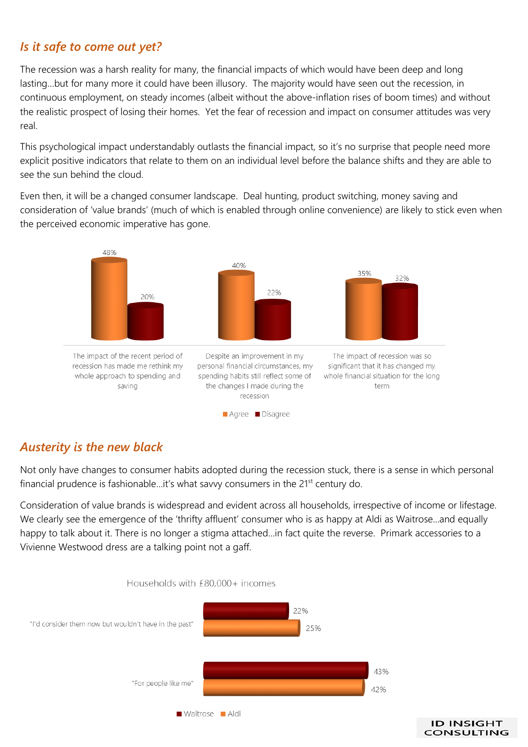## *Is it safe to come out yet?*

The recession was a harsh reality for many, the financial impacts of which would have been deep and long lasting…but for many more it could have been illusory. The majority would have seen out the recession, in continuous employment, on steady incomes (albeit without the above-inflation rises of boom times) and without the realistic prospect of losing their homes. Yet the fear of recession and impact on consumer attitudes was very real.

This psychological impact understandably outlasts the financial impact, so it's no surprise that people need more explicit positive indicators that relate to them on an individual level before the balance shifts and they are able to see the sun behind the cloud.

Even then, it will be a changed consumer landscape. Deal hunting, product switching, money saving and consideration of 'value brands' (much of which is enabled through online convenience) are likely to stick even when the perceived economic imperative has gone.

| Statement | Agree | Disagree |
|---|---|---|
| The impact of the recent period of recession has made me rethink my whole approach to spending and saving | 48% | 20% |
| Despite an improvement in my personal financial circumstances, my spending habits still reflect some of the changes I made during the recession | 40% | 22% |
| The impact of recession was so significant that it has changed my whole financial situation for the long term | 35% | 32% |

## *Austerity is the new black*

Not only have changes to consumer habits adopted during the recession stuck, there is a sense in which personal financial prudence is fashionable…it's what savvy consumers in the 21st century do.

Consideration of value brands is widespread and evident across all households, irrespective of income or lifestage. We clearly see the emergence of the 'thrifty affluent' consumer who is as happy at Aldi as Waitrose…and equally happy to talk about it. There is no longer a stigma attached…in fact quite the reverse. Primark accessories to a Vivienne Westwood dress are a talking point not a gaff.

Households with £80,000+ incomes

| | Waitrose | Aldi |
|---|---|---|
| "I'd consider them now but wouldn't have in the past" | 22% | 25% |
| "For people like me" | 43% | 42% |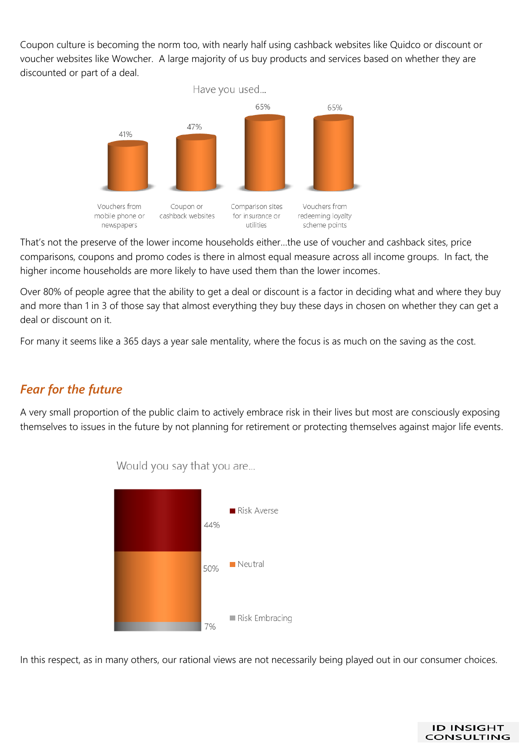Coupon culture is becoming the norm too, with nearly half using cashback websites like Quidco or discount or voucher websites like Wowcher. A large majority of us buy products and services based on whether they are discounted or part of a deal.

Have you used...

| Vouchers from mobile phone or newspapers | Coupon or cashback websites | Comparison sites for insurance or utilities | Vouchers from redeeming loyalty scheme points |
|---|---|---|---|
| 41% | 47% | 65% | 65% |

That's not the preserve of the lower income households either...the use of voucher and cashback sites, price comparisons, coupons and promo codes is there in almost equal measure across all income groups. In fact, the higher income households are more likely to have used them than the lower incomes.

Over 80% of people agree that the ability to get a deal or discount is a factor in deciding what and where they buy and more than 1 in 3 of those say that almost everything they buy these days in chosen on whether they can get a deal or discount on it.

For many it seems like a 365 days a year sale mentality, where the focus is as much on the saving as the cost.

## *Fear for the future*

A very small proportion of the public claim to actively embrace risk in their lives but most are consciously exposing themselves to issues in the future by not planning for retirement or protecting themselves against major life events.

Would you say that you are...

| Response | % |
|---|---|
| Risk Averse | 44% |
| Neutral | 50% |
| Risk Embracing | 7% |

In this respect, as in many others, our rational views are not necessarily being played out in our consumer choices.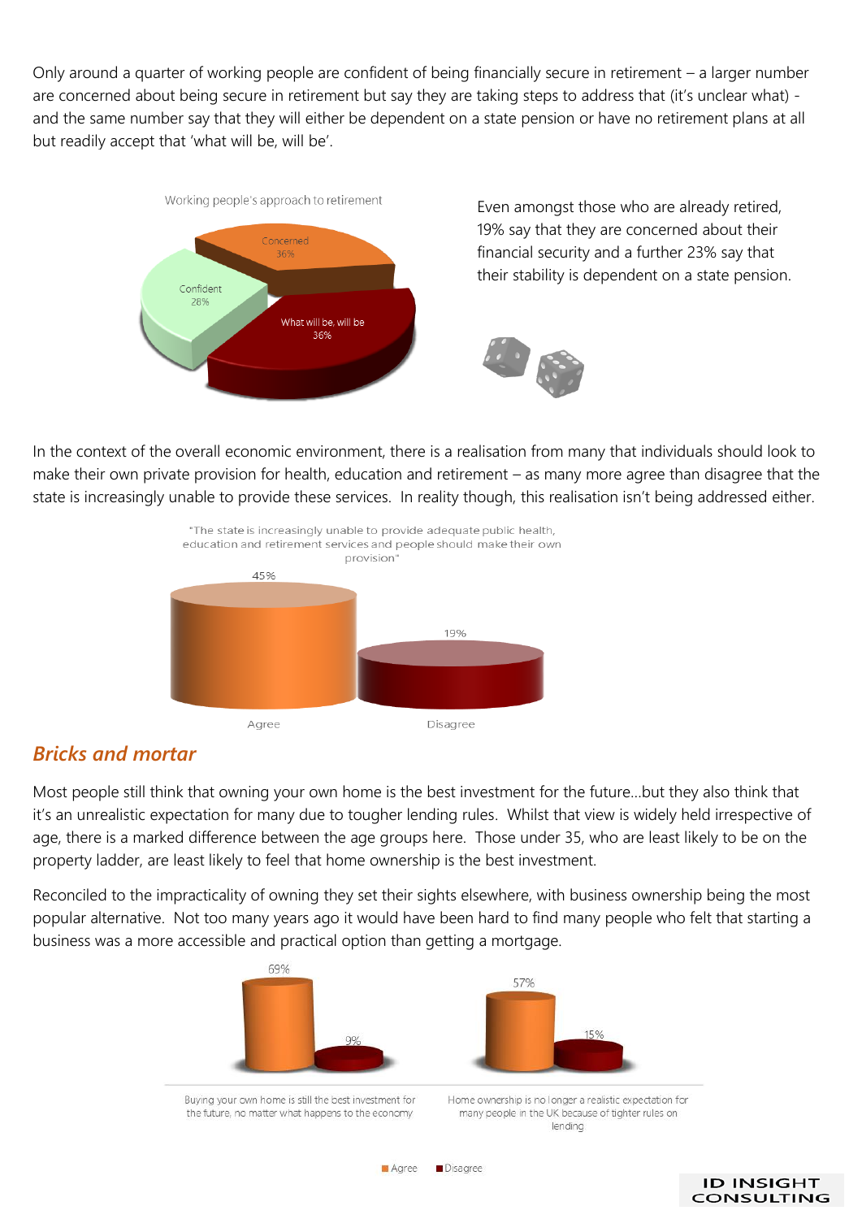Only around a quarter of working people are confident of being financially secure in retirement – a larger number are concerned about being secure in retirement but say they are taking steps to address that (it's unclear what) - and the same number say that they will either be dependent on a state pension or have no retirement plans at all but readily accept that 'what will be, will be'.

Working people's approach to retirement

| Approach | % |
|---|---|
| Concerned | 36% |
| Confident | 28% |
| What will be, will be | 36% |

Even amongst those who are already retired, 19% say that they are concerned about their financial security and a further 23% say that their stability is dependent on a state pension.

In the context of the overall economic environment, there is a realisation from many that individuals should look to make their own private provision for health, education and retirement – as many more agree than disagree that the state is increasingly unable to provide these services. In reality though, this realisation isn't being addressed either.

"The state is increasingly unable to provide adequate public health, education and retirement services and people should make their own provision"

| Agree | Disagree |
|---|---|
| 45% | 19% |

## *Bricks and mortar*

Most people still think that owning your own home is the best investment for the future…but they also think that it's an unrealistic expectation for many due to tougher lending rules. Whilst that view is widely held irrespective of age, there is a marked difference between the age groups here. Those under 35, who are least likely to be on the property ladder, are least likely to feel that home ownership is the best investment.

Reconciled to the impracticality of owning they set their sights elsewhere, with business ownership being the most popular alternative. Not too many years ago it would have been hard to find many people who felt that starting a business was a more accessible and practical option than getting a mortgage.

| Statement | Agree | Disagree |
|---|---|---|
| Buying your own home is still the best investment for the future, no matter what happens to the economy | 69% | 9% |
| Home ownership is no longer a realistic expectation for many people in the UK because of tighter rules on lending | 57% | 15% |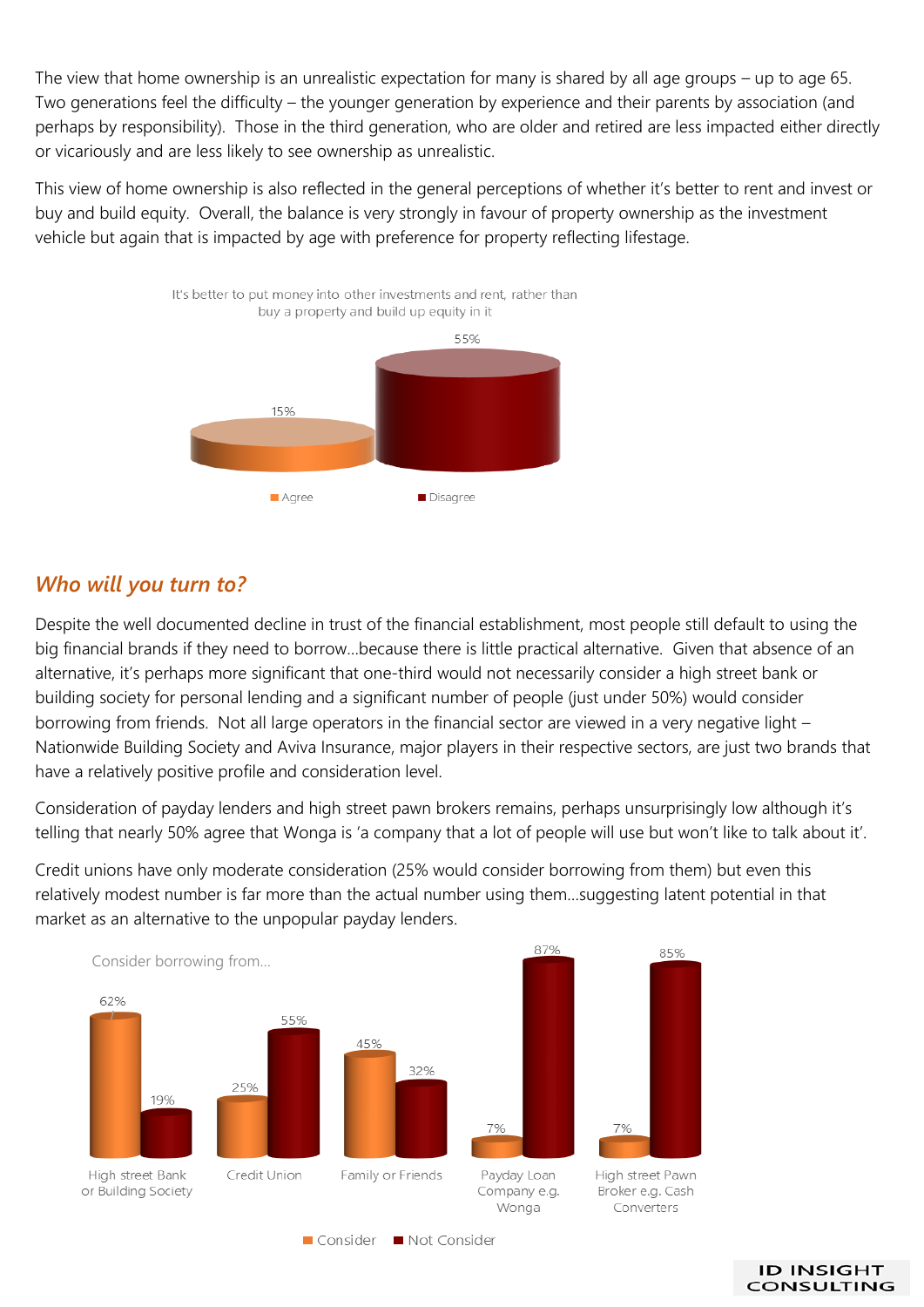The view that home ownership is an unrealistic expectation for many is shared by all age groups – up to age 65. Two generations feel the difficulty – the younger generation by experience and their parents by association (and perhaps by responsibility). Those in the third generation, who are older and retired are less impacted either directly or vicariously and are less likely to see ownership as unrealistic.

This view of home ownership is also reflected in the general perceptions of whether it's better to rent and invest or buy and build equity. Overall, the balance is very strongly in favour of property ownership as the investment vehicle but again that is impacted by age with preference for property reflecting lifestage.

It's better to put money into other investments and rent, rather than buy a property and build up equity in it

| Agree | Disagree |
|---|---|
| 15% | 55% |

## *Who will you turn to?*

Despite the well documented decline in trust of the financial establishment, most people still default to using the big financial brands if they need to borrow…because there is little practical alternative. Given that absence of an alternative, it's perhaps more significant that one-third would not necessarily consider a high street bank or building society for personal lending and a significant number of people (just under 50%) would consider borrowing from friends. Not all large operators in the financial sector are viewed in a very negative light – Nationwide Building Society and Aviva Insurance, major players in their respective sectors, are just two brands that have a relatively positive profile and consideration level.

Consideration of payday lenders and high street pawn brokers remains, perhaps unsurprisingly low although it's telling that nearly 50% agree that Wonga is 'a company that a lot of people will use but won't like to talk about it'.

Credit unions have only moderate consideration (25% would consider borrowing from them) but even this relatively modest number is far more than the actual number using them…suggesting latent potential in that market as an alternative to the unpopular payday lenders.

Consider borrowing from…

| | Consider | Not Consider |
|---|---|---|
| High street Bank or Building Society | 62% | 19% |
| Credit Union | 25% | 55% |
| Family or Friends | 45% | 32% |
| Payday Loan Company e.g. Wonga | 7% | 87% |
| High street Pawn Broker e.g. Cash Converters | 7% | 85% |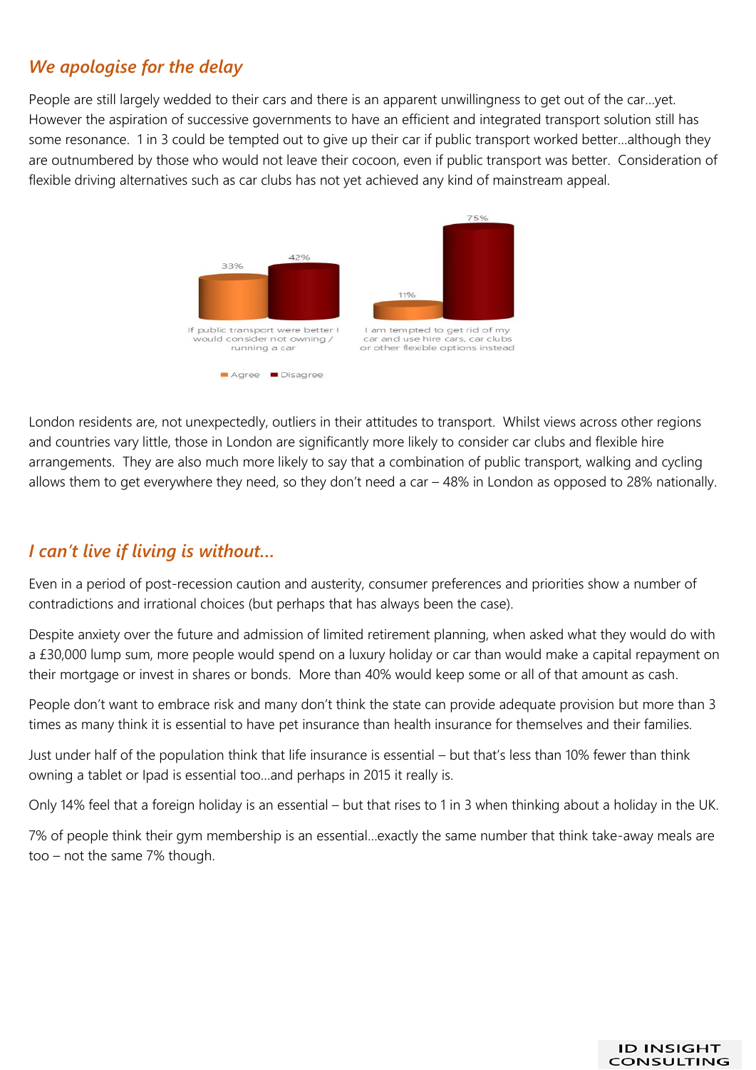## *We apologise for the delay*

People are still largely wedded to their cars and there is an apparent unwillingness to get out of the car…yet. However the aspiration of successive governments to have an efficient and integrated transport solution still has some resonance. 1 in 3 could be tempted out to give up their car if public transport worked better…although they are outnumbered by those who would not leave their cocoon, even if public transport was better. Consideration of flexible driving alternatives such as car clubs has not yet achieved any kind of mainstream appeal.

| | Agree | Disagree |
|---|---|---|
| If public transport were better I would consider not owning / running a car | 33% | 42% |
| I am tempted to get rid of my car and use hire cars, car clubs or other flexible options instead | 11% | 75% |

London residents are, not unexpectedly, outliers in their attitudes to transport. Whilst views across other regions and countries vary little, those in London are significantly more likely to consider car clubs and flexible hire arrangements. They are also much more likely to say that a combination of public transport, walking and cycling allows them to get everywhere they need, so they don't need a car – 48% in London as opposed to 28% nationally.

## *I can't live if living is without…*

Even in a period of post-recession caution and austerity, consumer preferences and priorities show a number of contradictions and irrational choices (but perhaps that has always been the case).

Despite anxiety over the future and admission of limited retirement planning, when asked what they would do with a £30,000 lump sum, more people would spend on a luxury holiday or car than would make a capital repayment on their mortgage or invest in shares or bonds. More than 40% would keep some or all of that amount as cash.

People don't want to embrace risk and many don't think the state can provide adequate provision but more than 3 times as many think it is essential to have pet insurance than health insurance for themselves and their families.

Just under half of the population think that life insurance is essential – but that's less than 10% fewer than think owning a tablet or Ipad is essential too…and perhaps in 2015 it really is.

Only 14% feel that a foreign holiday is an essential – but that rises to 1 in 3 when thinking about a holiday in the UK.

7% of people think their gym membership is an essential…exactly the same number that think take-away meals are too – not the same 7% though.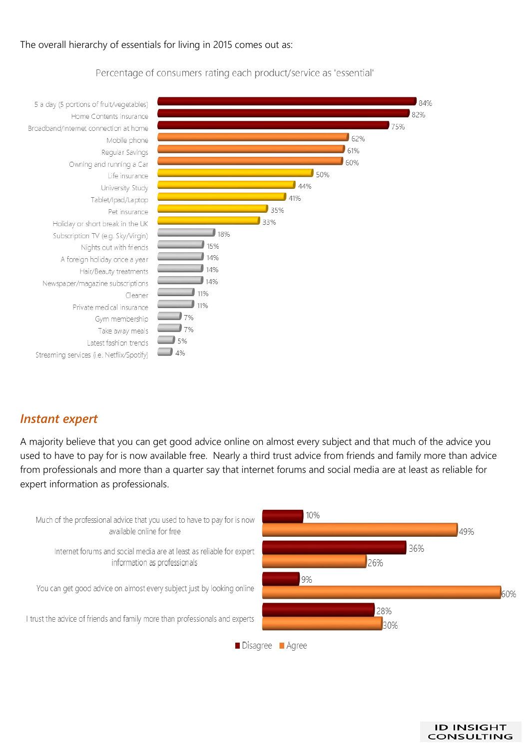The overall hierarchy of essentials for living in 2015 comes out as:

Percentage of consumers rating each product/service as 'essential'

| Product/service | % |
|---|---|
| 5 a day (5 portions of fruit/vegetables) | 84% |
| Home Contents insurance | 82% |
| Broadband/Internet connection at home | 75% |
| Mobile phone | 62% |
| Regular Savings | 61% |
| Owning and running a Car | 60% |
| Life insurance | 50% |
| University Study | 44% |
| Tablet/Ipad/Laptop | 41% |
| Pet insurance | 35% |
| Holiday or short break in the UK | 33% |
| Subscription TV (e.g. Sky/Virgin) | 18% |
| Nights out with friends | 15% |
| A foreign holiday once a year | 14% |
| Hair/Beauty treatments | 14% |
| Newspaper/magazine subscriptions | 14% |
| Cleaner | 11% |
| Private medical insurance | 11% |
| Gym membership | 7% |
| Take away meals | 7% |
| Latest fashion trends | 5% |
| Streaming services (i.e. Netflix/Spotify) | 4% |

## *Instant expert*

A majority believe that you can get good advice online on almost every subject and that much of the advice you used to have to pay for is now available free. Nearly a third trust advice from friends and family more than advice from professionals and more than a quarter say that internet forums and social media are at least as reliable for expert information as professionals.

| Statement | Disagree | Agree |
|---|---|---|
| Much of the professional advice that you used to have to pay for is now available online for free | 10% | 49% |
| Internet forums and social media are at least as reliable for expert information as professionals | 36% | 26% |
| You can get good advice on almost every subject just by looking online | 9% | 60% |
| I trust the advice of friends and family more than professionals and experts | 28% | 30% |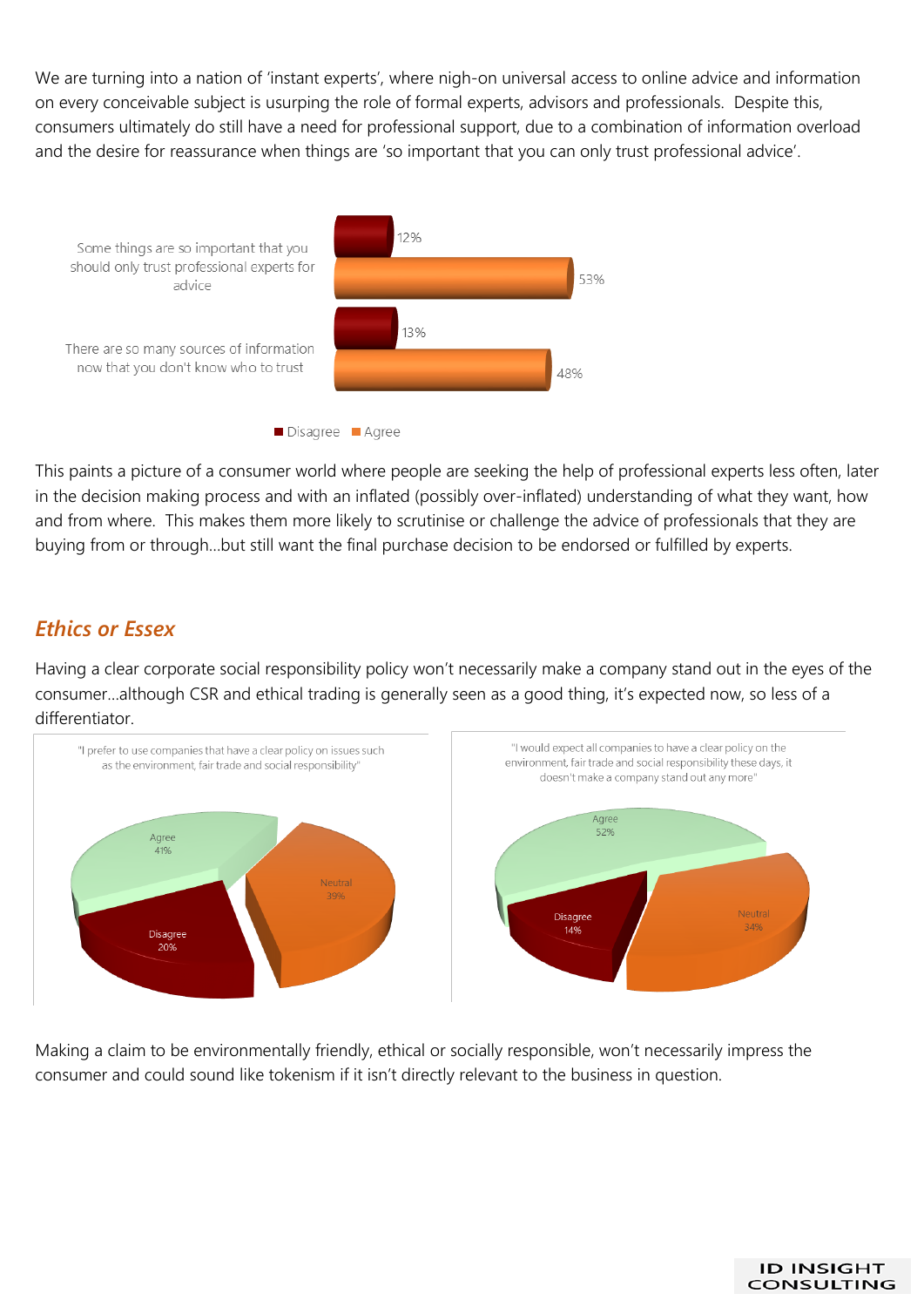We are turning into a nation of 'instant experts', where nigh-on universal access to online advice and information on every conceivable subject is usurping the role of formal experts, advisors and professionals. Despite this, consumers ultimately do still have a need for professional support, due to a combination of information overload and the desire for reassurance when things are 'so important that you can only trust professional advice'.

| | Disagree | Agree |
|---|---|---|
| Some things are so important that you should only trust professional experts for advice | 12% | 53% |
| There are so many sources of information now that you don't know who to trust | 13% | 48% |

This paints a picture of a consumer world where people are seeking the help of professional experts less often, later in the decision making process and with an inflated (possibly over-inflated) understanding of what they want, how and from where. This makes them more likely to scrutinise or challenge the advice of professionals that they are buying from or through…but still want the final purchase decision to be endorsed or fulfilled by experts.

## *Ethics or Essex*

Having a clear corporate social responsibility policy won't necessarily make a company stand out in the eyes of the consumer…although CSR and ethical trading is generally seen as a good thing, it's expected now, so less of a differentiator.

"I prefer to use companies that have a clear policy on issues such as the environment, fair trade and social responsibility"

| Response | % |
|---|---|
| Agree | 41% |
| Neutral | 39% |
| Disagree | 20% |

"I would expect all companies to have a clear policy on the environment, fair trade and social responsibility these days, it doesn't make a company stand out any more"

| Response | % |
|---|---|
| Agree | 52% |
| Neutral | 34% |
| Disagree | 14% |

Making a claim to be environmentally friendly, ethical or socially responsible, won't necessarily impress the consumer and could sound like tokenism if it isn't directly relevant to the business in question.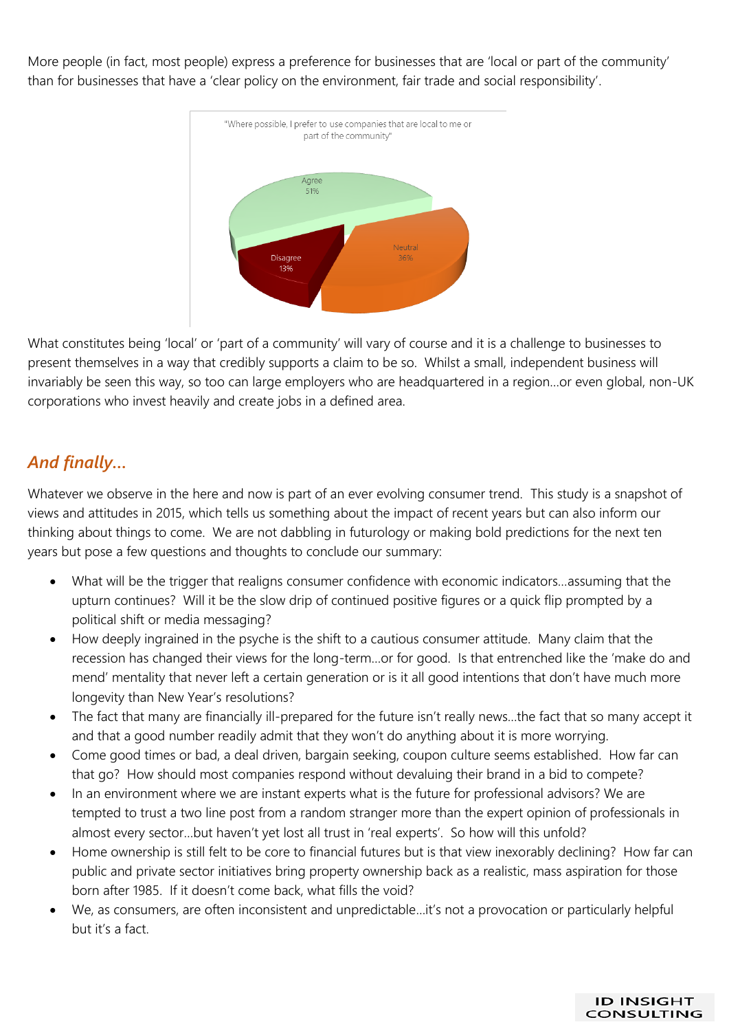More people (in fact, most people) express a preference for businesses that are 'local or part of the community' than for businesses that have a 'clear policy on the environment, fair trade and social responsibility'.

"Where possible, I prefer to use companies that are local to me or part of the community"

Agree
51%

Neutral
36%

Disagree
13%

What constitutes being 'local' or 'part of a community' will vary of course and it is a challenge to businesses to present themselves in a way that credibly supports a claim to be so. Whilst a small, independent business will invariably be seen this way, so too can large employers who are headquartered in a region…or even global, non-UK corporations who invest heavily and create jobs in a defined area.

## *And finally…*

Whatever we observe in the here and now is part of an ever evolving consumer trend. This study is a snapshot of views and attitudes in 2015, which tells us something about the impact of recent years but can also inform our thinking about things to come. We are not dabbling in futurology or making bold predictions for the next ten years but pose a few questions and thoughts to conclude our summary:

- What will be the trigger that realigns consumer confidence with economic indicators…assuming that the upturn continues? Will it be the slow drip of continued positive figures or a quick flip prompted by a political shift or media messaging?
- How deeply ingrained in the psyche is the shift to a cautious consumer attitude. Many claim that the recession has changed their views for the long-term…or for good. Is that entrenched like the 'make do and mend' mentality that never left a certain generation or is it all good intentions that don't have much more longevity than New Year's resolutions?
- The fact that many are financially ill-prepared for the future isn't really news…the fact that so many accept it and that a good number readily admit that they won't do anything about it is more worrying.
- Come good times or bad, a deal driven, bargain seeking, coupon culture seems established. How far can that go? How should most companies respond without devaluing their brand in a bid to compete?
- In an environment where we are instant experts what is the future for professional advisors? We are tempted to trust a two line post from a random stranger more than the expert opinion of professionals in almost every sector…but haven't yet lost all trust in 'real experts'. So how will this unfold?
- Home ownership is still felt to be core to financial futures but is that view inexorably declining? How far can public and private sector initiatives bring property ownership back as a realistic, mass aspiration for those born after 1985. If it doesn't come back, what fills the void?
- We, as consumers, are often inconsistent and unpredictable…it's not a provocation or particularly helpful but it's a fact.